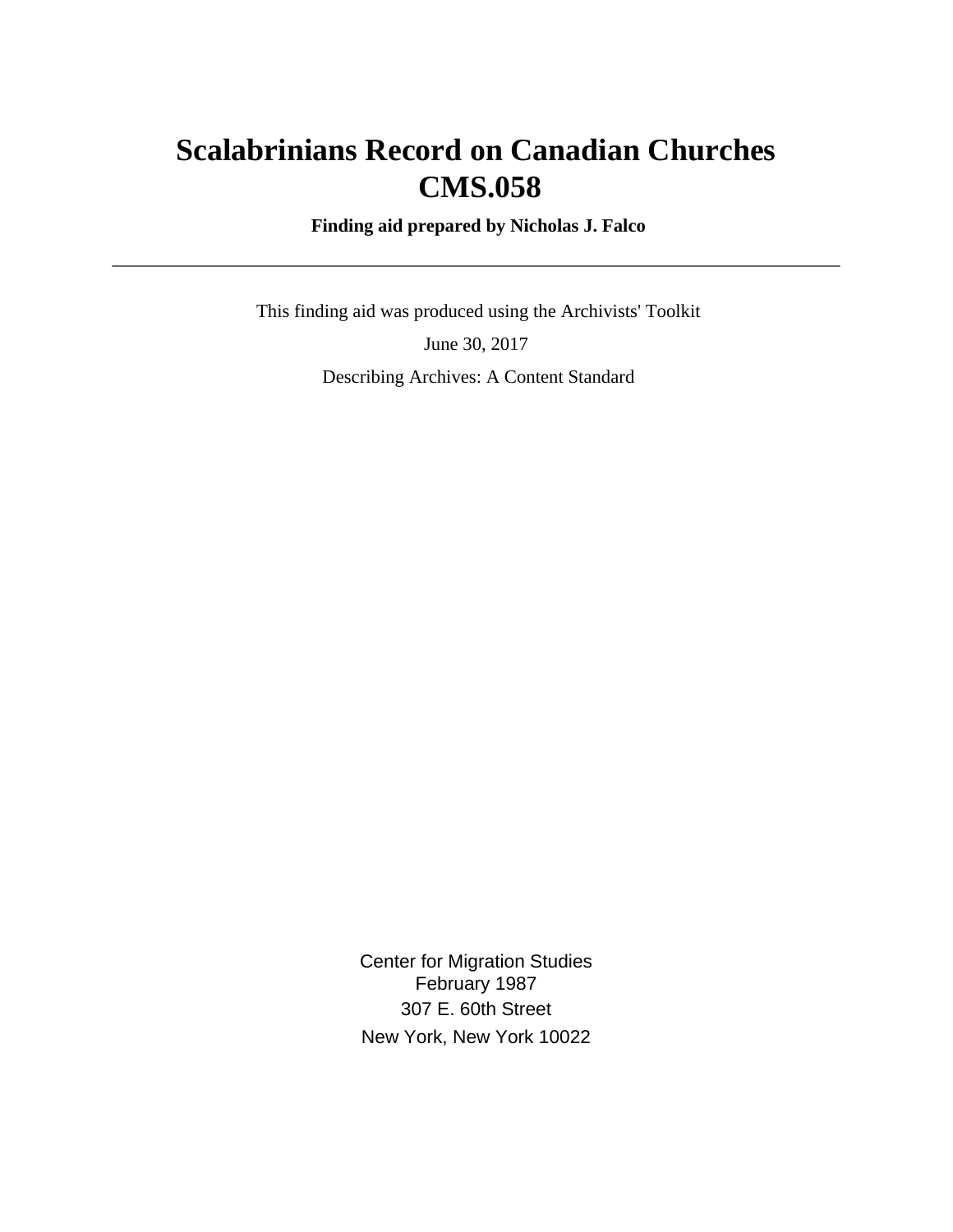# Scalabrinians Record on Canadian Churches
# CMS.058

**Finding aid prepared by Nicholas J. Falco**

---

This finding aid was produced using the Archivists' Toolkit

June 30, 2017

Describing Archives: A Content Standard

Center for Migration Studies
February 1987
307 E. 60th Street
New York, New York 10022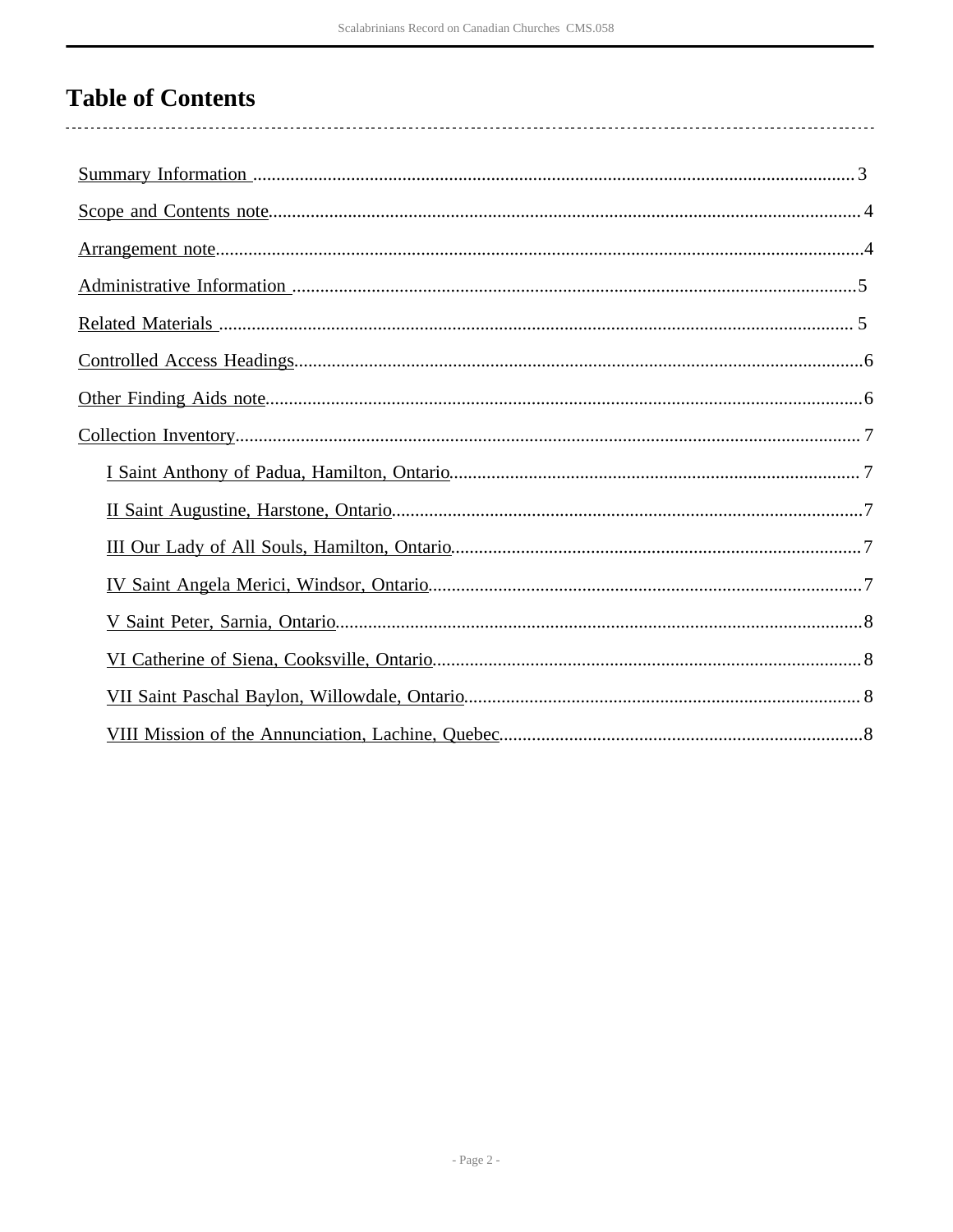# Table of Contents

- Summary Information ........ 3
- Scope and Contents note ........ 4
- Arrangement note ........ 4
- Administrative Information ........ 5
- Related Materials ........ 5
- Controlled Access Headings ........ 6
- Other Finding Aids note ........ 6
- Collection Inventory ........ 7
  - I Saint Anthony of Padua, Hamilton, Ontario ........ 7
  - II Saint Augustine, Harstone, Ontario ........ 7
  - III Our Lady of All Souls, Hamilton, Ontario ........ 7
  - IV Saint Angela Merici, Windsor, Ontario ........ 7
  - V Saint Peter, Sarnia, Ontario ........ 8
  - VI Catherine of Siena, Cooksville, Ontario ........ 8
  - VII Saint Paschal Baylon, Willowdale, Ontario ........ 8
  - VIII Mission of the Annunciation, Lachine, Quebec ........ 8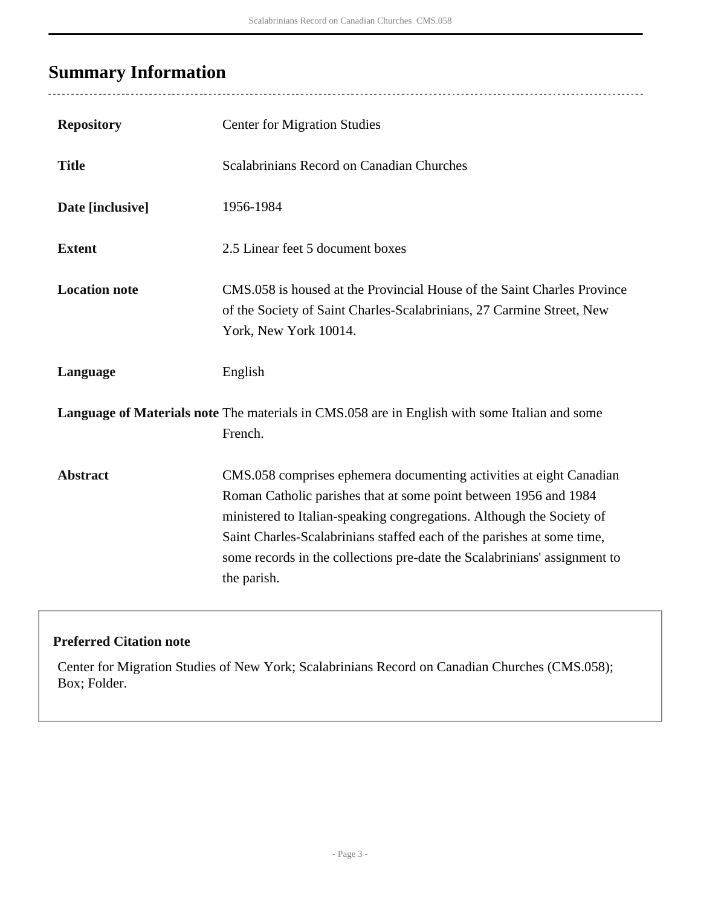## Summary Information

| | |
|---|---|
| **Repository** | Center for Migration Studies |
| **Title** | Scalabrinians Record on Canadian Churches |
| **Date [inclusive]** | 1956-1984 |
| **Extent** | 2.5 Linear feet 5 document boxes |
| **Location note** | CMS.058 is housed at the Provincial House of the Saint Charles Province of the Society of Saint Charles-Scalabrinians, 27 Carmine Street, New York, New York 10014. |
| **Language** | English |
| **Language of Materials note** | The materials in CMS.058 are in English with some Italian and some French. |
| **Abstract** | CMS.058 comprises ephemera documenting activities at eight Canadian Roman Catholic parishes that at some point between 1956 and 1984 ministered to Italian-speaking congregations. Although the Society of Saint Charles-Scalabrinians staffed each of the parishes at some time, some records in the collections pre-date the Scalabrinians' assignment to the parish. |

**Preferred Citation note**

Center for Migration Studies of New York; Scalabrinians Record on Canadian Churches (CMS.058); Box; Folder.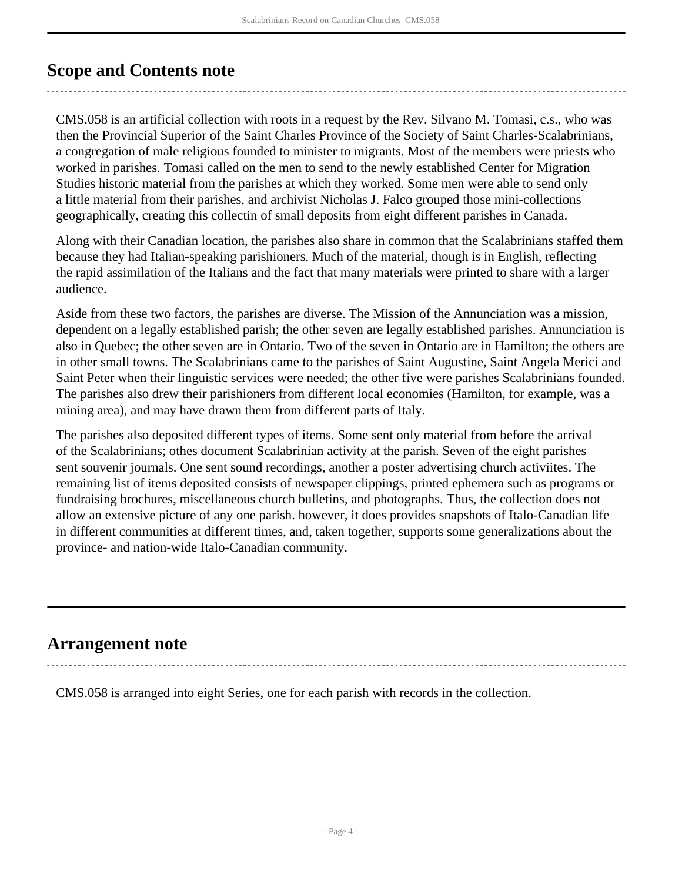## Scope and Contents note

CMS.058 is an artificial collection with roots in a request by the Rev. Silvano M. Tomasi, c.s., who was then the Provincial Superior of the Saint Charles Province of the Society of Saint Charles-Scalabrinians, a congregation of male religious founded to minister to migrants. Most of the members were priests who worked in parishes. Tomasi called on the men to send to the newly established Center for Migration Studies historic material from the parishes at which they worked. Some men were able to send only a little material from their parishes, and archivist Nicholas J. Falco grouped those mini-collections geographically, creating this collectin of small deposits from eight different parishes in Canada.

Along with their Canadian location, the parishes also share in common that the Scalabrinians staffed them because they had Italian-speaking parishioners. Much of the material, though is in English, reflecting the rapid assimilation of the Italians and the fact that many materials were printed to share with a larger audience.

Aside from these two factors, the parishes are diverse. The Mission of the Annunciation was a mission, dependent on a legally established parish; the other seven are legally established parishes. Annunciation is also in Quebec; the other seven are in Ontario. Two of the seven in Ontario are in Hamilton; the others are in other small towns. The Scalabrinians came to the parishes of Saint Augustine, Saint Angela Merici and Saint Peter when their linguistic services were needed; the other five were parishes Scalabrinians founded. The parishes also drew their parishioners from different local economies (Hamilton, for example, was a mining area), and may have drawn them from different parts of Italy.

The parishes also deposited different types of items. Some sent only material from before the arrival of the Scalabrinians; othes document Scalabrinian activity at the parish. Seven of the eight parishes sent souvenir journals. One sent sound recordings, another a poster advertising church activiites. The remaining list of items deposited consists of newspaper clippings, printed ephemera such as programs or fundraising brochures, miscellaneous church bulletins, and photographs. Thus, the collection does not allow an extensive picture of any one parish. however, it does provides snapshots of Italo-Canadian life in different communities at different times, and, taken together, supports some generalizations about the province- and nation-wide Italo-Canadian community.

## Arrangement note

CMS.058 is arranged into eight Series, one for each parish with records in the collection.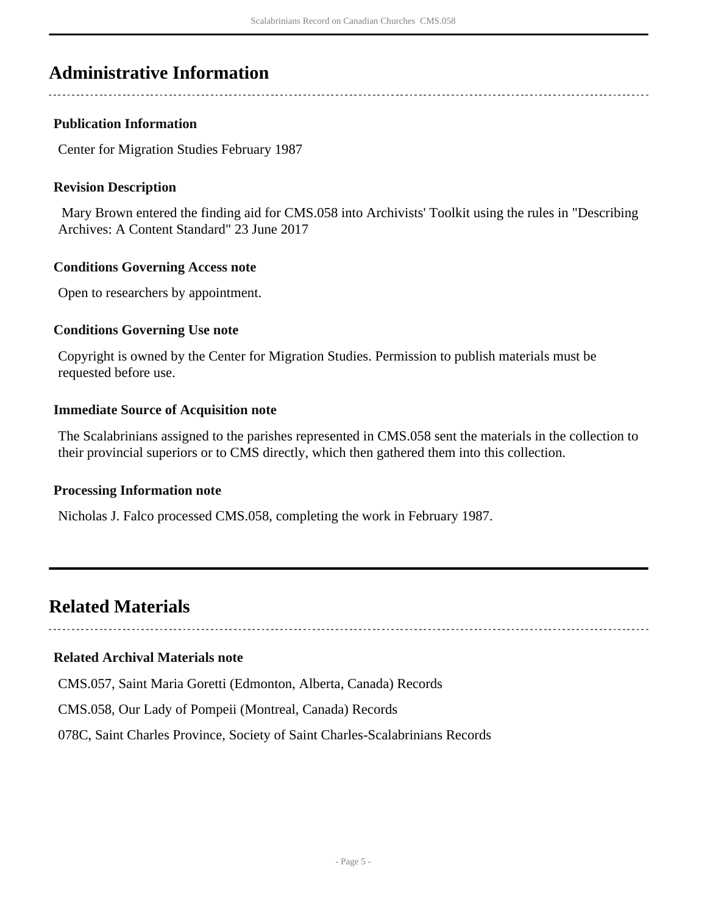## Administrative Information

### Publication Information

Center for Migration Studies February 1987

### Revision Description

Mary Brown entered the finding aid for CMS.058 into Archivists' Toolkit using the rules in "Describing Archives: A Content Standard" 23 June 2017

### Conditions Governing Access note

Open to researchers by appointment.

### Conditions Governing Use note

Copyright is owned by the Center for Migration Studies. Permission to publish materials must be requested before use.

### Immediate Source of Acquisition note

The Scalabrinians assigned to the parishes represented in CMS.058 sent the materials in the collection to their provincial superiors or to CMS directly, which then gathered them into this collection.

### Processing Information note

Nicholas J. Falco processed CMS.058, completing the work in February 1987.

## Related Materials

### Related Archival Materials note

CMS.057, Saint Maria Goretti (Edmonton, Alberta, Canada) Records

CMS.058, Our Lady of Pompeii (Montreal, Canada) Records

078C, Saint Charles Province, Society of Saint Charles-Scalabrinians Records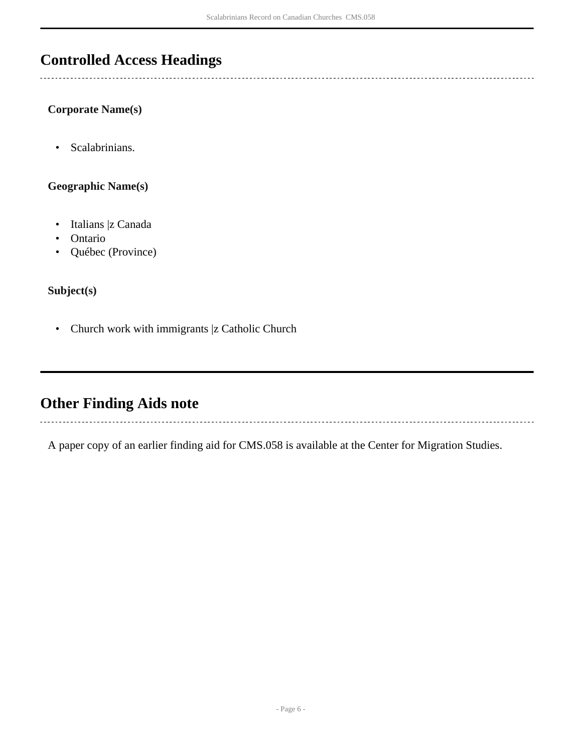## Controlled Access Headings

### Corporate Name(s)

- Scalabrinians.

### Geographic Name(s)

- Italians |z Canada
- Ontario
- Québec (Province)

### Subject(s)

- Church work with immigrants |z Catholic Church

## Other Finding Aids note

A paper copy of an earlier finding aid for CMS.058 is available at the Center for Migration Studies.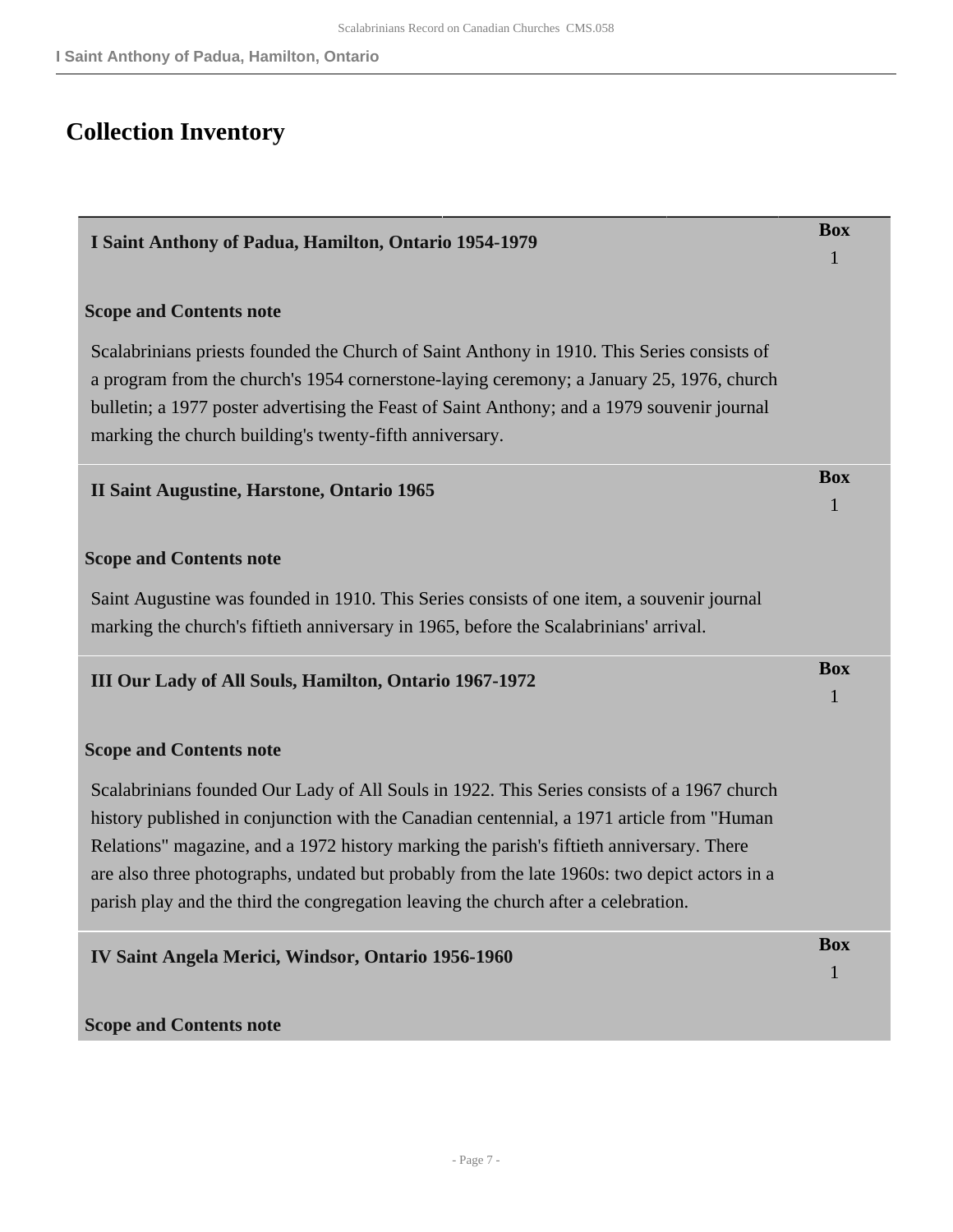# Collection Inventory

| I Saint Anthony of Padua, Hamilton, Ontario 1954-1979 | Box 1 |
|---|---|

**Scope and Contents note**

Scalabrinians priests founded the Church of Saint Anthony in 1910. This Series consists of a program from the church's 1954 cornerstone-laying ceremony; a January 25, 1976, church bulletin; a 1977 poster advertising the Feast of Saint Anthony; and a 1979 souvenir journal marking the church building's twenty-fifth anniversary.

| II Saint Augustine, Harstone, Ontario 1965 | Box 1 |
|---|---|

**Scope and Contents note**

Saint Augustine was founded in 1910. This Series consists of one item, a souvenir journal marking the church's fiftieth anniversary in 1965, before the Scalabrinians' arrival.

| III Our Lady of All Souls, Hamilton, Ontario 1967-1972 | Box 1 |
|---|---|

**Scope and Contents note**

Scalabrinians founded Our Lady of All Souls in 1922. This Series consists of a 1967 church history published in conjunction with the Canadian centennial, a 1971 article from "Human Relations" magazine, and a 1972 history marking the parish's fiftieth anniversary. There are also three photographs, undated but probably from the late 1960s: two depict actors in a parish play and the third the congregation leaving the church after a celebration.

| IV Saint Angela Merici, Windsor, Ontario 1956-1960 | Box 1 |
|---|---|

**Scope and Contents note**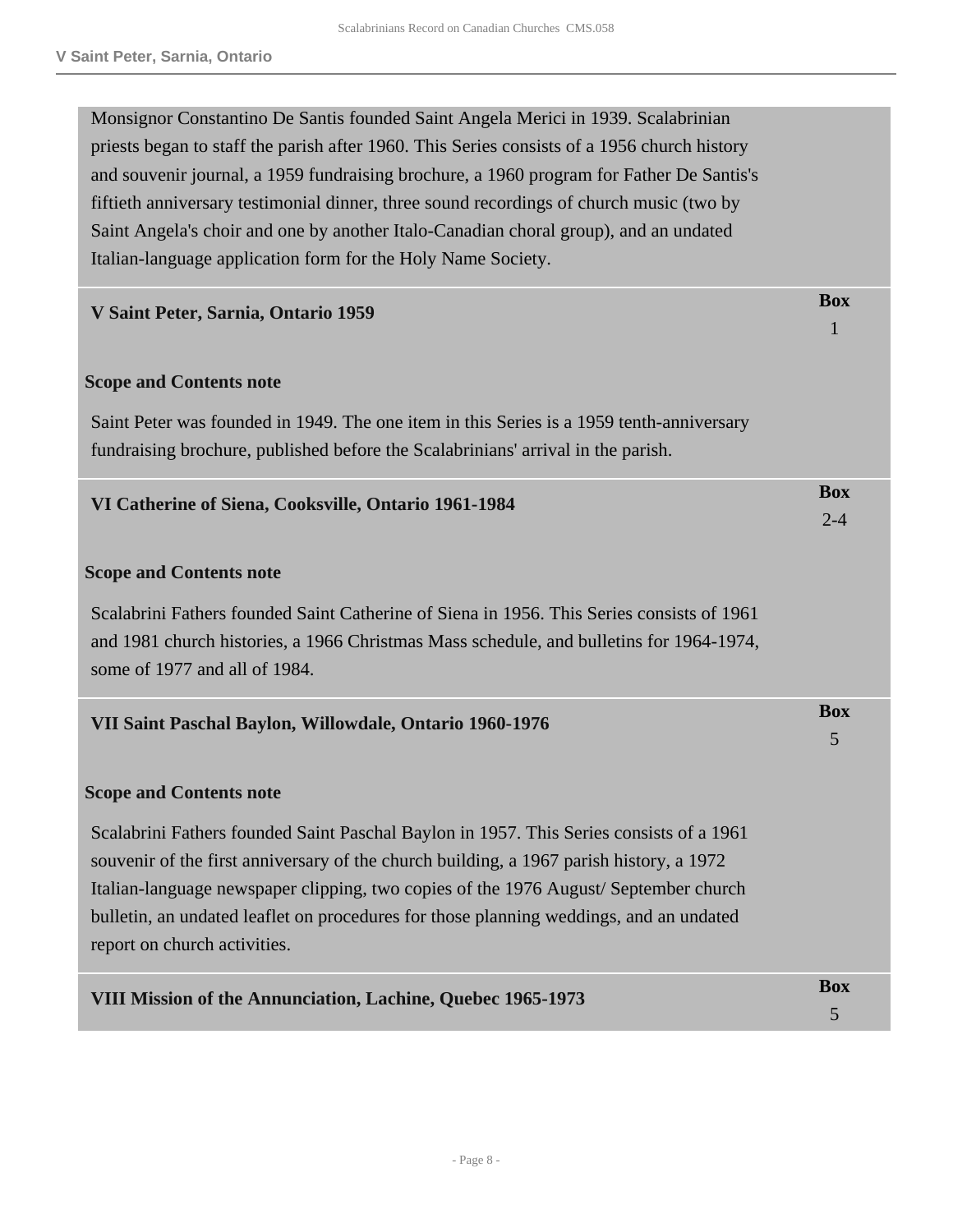Monsignor Constantino De Santis founded Saint Angela Merici in 1939. Scalabrinian priests began to staff the parish after 1960. This Series consists of a 1956 church history and souvenir journal, a 1959 fundraising brochure, a 1960 program for Father De Santis's fiftieth anniversary testimonial dinner, three sound recordings of church music (two by Saint Angela's choir and one by another Italo-Canadian choral group), and an undated Italian-language application form for the Holy Name Society.

### V Saint Peter, Sarnia, Ontario 1959

**Box** 1

**Scope and Contents note**

Saint Peter was founded in 1949. The one item in this Series is a 1959 tenth-anniversary fundraising brochure, published before the Scalabrinians' arrival in the parish.

### VI Catherine of Siena, Cooksville, Ontario 1961-1984

**Box** 2-4

**Scope and Contents note**

Scalabrini Fathers founded Saint Catherine of Siena in 1956. This Series consists of 1961 and 1981 church histories, a 1966 Christmas Mass schedule, and bulletins for 1964-1974, some of 1977 and all of 1984.

### VII Saint Paschal Baylon, Willowdale, Ontario 1960-1976

**Box** 5

**Scope and Contents note**

Scalabrini Fathers founded Saint Paschal Baylon in 1957. This Series consists of a 1961 souvenir of the first anniversary of the church building, a 1967 parish history, a 1972 Italian-language newspaper clipping, two copies of the 1976 August/ September church bulletin, an undated leaflet on procedures for those planning weddings, and an undated report on church activities.

### VIII Mission of the Annunciation, Lachine, Quebec 1965-1973

**Box** 5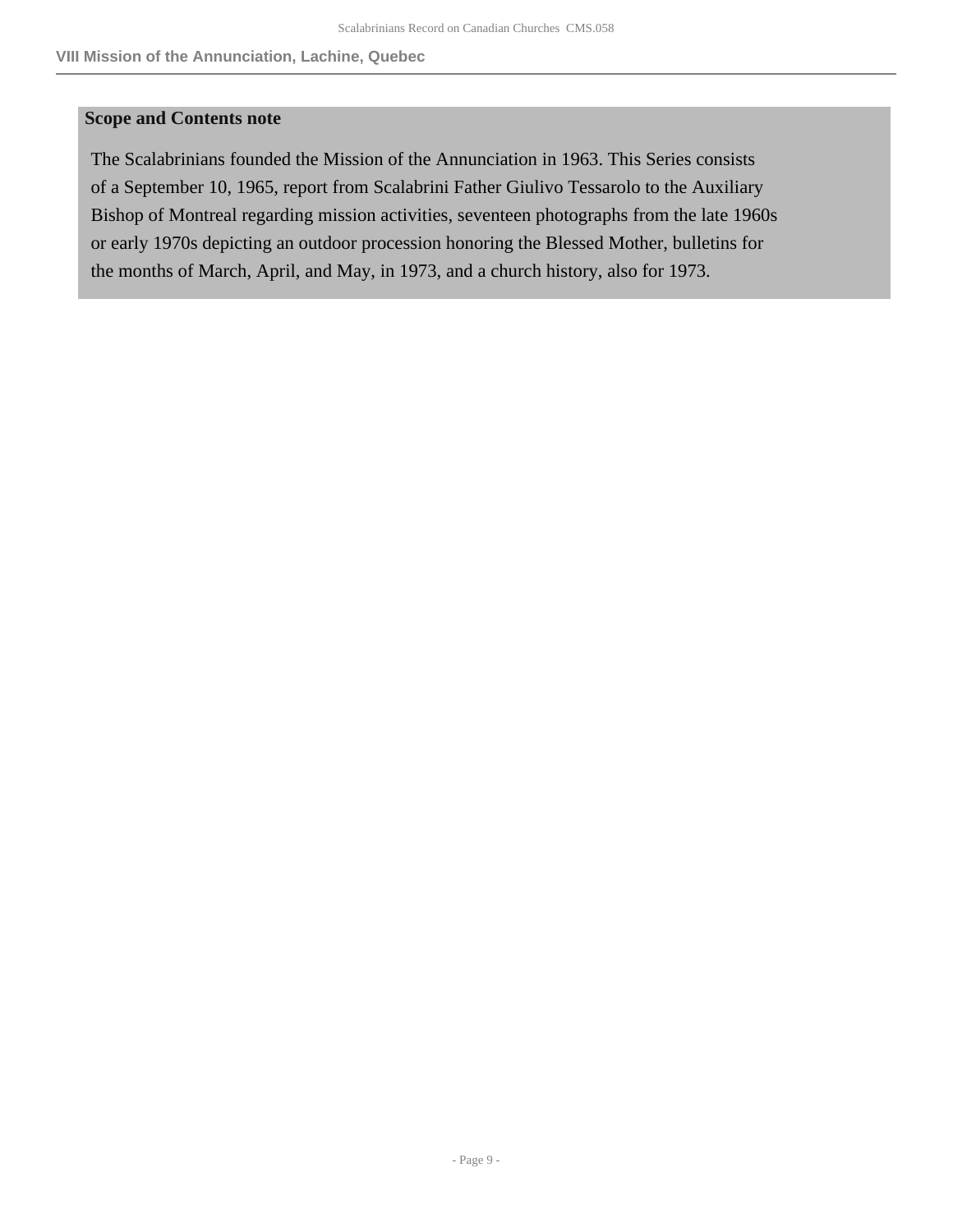## VIII Mission of the Annunciation, Lachine, Quebec

### Scope and Contents note

The Scalabrinians founded the Mission of the Annunciation in 1963. This Series consists of a September 10, 1965, report from Scalabrini Father Giulivo Tessarolo to the Auxiliary Bishop of Montreal regarding mission activities, seventeen photographs from the late 1960s or early 1970s depicting an outdoor procession honoring the Blessed Mother, bulletins for the months of March, April, and May, in 1973, and a church history, also for 1973.